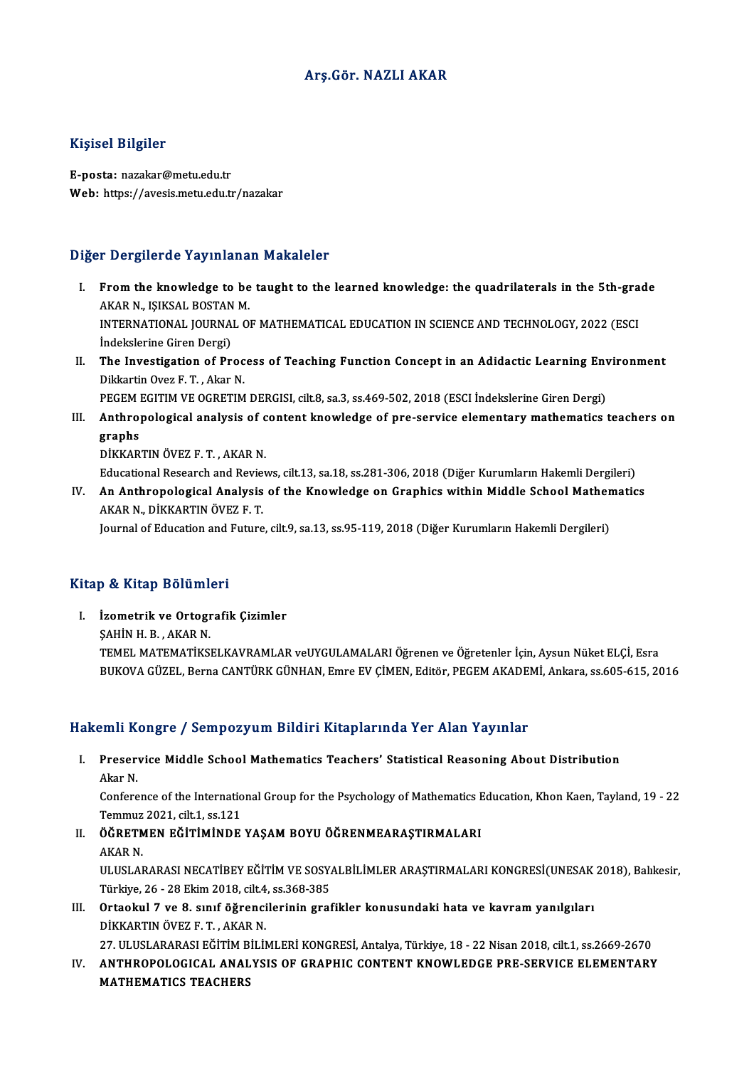# Arş.Gör. NAZLI AKAR

## Kişisel Bilgiler

**E-posta:** nazakar@metu.edu.tr
**Web:** https://avesis.metu.edu.tr/nazakar

## Diğer Dergilerde Yayınlanan Makaleler

I. **From the knowledge to be taught to the learned knowledge: the quadrilaterals in the 5th-grade**
AKAR N., IŞIKSAL BOSTAN M.
INTERNATIONAL JOURNAL OF MATHEMATICAL EDUCATION IN SCIENCE AND TECHNOLOGY, 2022 (ESCI İndekslerine Giren Dergi)

II. **The Investigation of Process of Teaching Function Concept in an Adidactic Learning Environment**
Dikkartin Ovez F. T. , Akar N.
PEGEM EGITIM VE OGRETIM DERGISI, cilt.8, sa.3, ss.469-502, 2018 (ESCI İndekslerine Giren Dergi)

III. **Anthropological analysis of content knowledge of pre-service elementary mathematics teachers on graphs**
DİKKARTIN ÖVEZ F. T. , AKAR N.
Educational Research and Reviews, cilt.13, sa.18, ss.281-306, 2018 (Diğer Kurumların Hakemli Dergileri)

IV. **An Anthropological Analysis of the Knowledge on Graphics within Middle School Mathematics**
AKAR N., DİKKARTIN ÖVEZ F. T.
Journal of Education and Future, cilt.9, sa.13, ss.95-119, 2018 (Diğer Kurumların Hakemli Dergileri)

## Kitap & Kitap Bölümleri

I. **İzometrik ve Ortografik Çizimler**
ŞAHİN H. B. , AKAR N.
TEMEL MATEMATİKSELKAVRAMLAR veUYGULAMALARI Öğrenen ve Öğretenler İçin, Aysun Nüket ELÇİ, Esra BUKOVA GÜZEL, Berna CANTÜRK GÜNHAN, Emre EV ÇİMEN, Editör, PEGEM AKADEMİ, Ankara, ss.605-615, 2016

## Hakemli Kongre / Sempozyum Bildiri Kitaplarında Yer Alan Yayınlar

I. **Preservice Middle School Mathematics Teachers' Statistical Reasoning About Distribution**
Akar N.
Conference of the International Group for the Psychology of Mathematics Education, Khon Kaen, Tayland, 19 - 22 Temmuz 2021, cilt.1, ss.121

II. **ÖĞRETMEN EĞİTİMİNDE YAŞAM BOYU ÖĞRENMEARAŞTIRMALARI**
AKAR N.
ULUSLARARASI NECATİBEY EĞİTİM VE SOSYALBİLİMLER ARAŞTIRMALARI KONGRESİ(UNESAK 2018), Balıkesir, Türkiye, 26 - 28 Ekim 2018, cilt.4, ss.368-385

III. **Ortaokul 7 ve 8. sınıf öğrencilerinin grafikler konusundaki hata ve kavram yanılgıları**
DİKKARTIN ÖVEZ F. T. , AKAR N.
27. ULUSLARARASI EĞİTİM BİLİMLERİ KONGRESİ, Antalya, Türkiye, 18 - 22 Nisan 2018, cilt.1, ss.2669-2670

IV. **ANTHROPOLOGICAL ANALYSIS OF GRAPHIC CONTENT KNOWLEDGE PRE-SERVICE ELEMENTARY MATHEMATICS TEACHERS**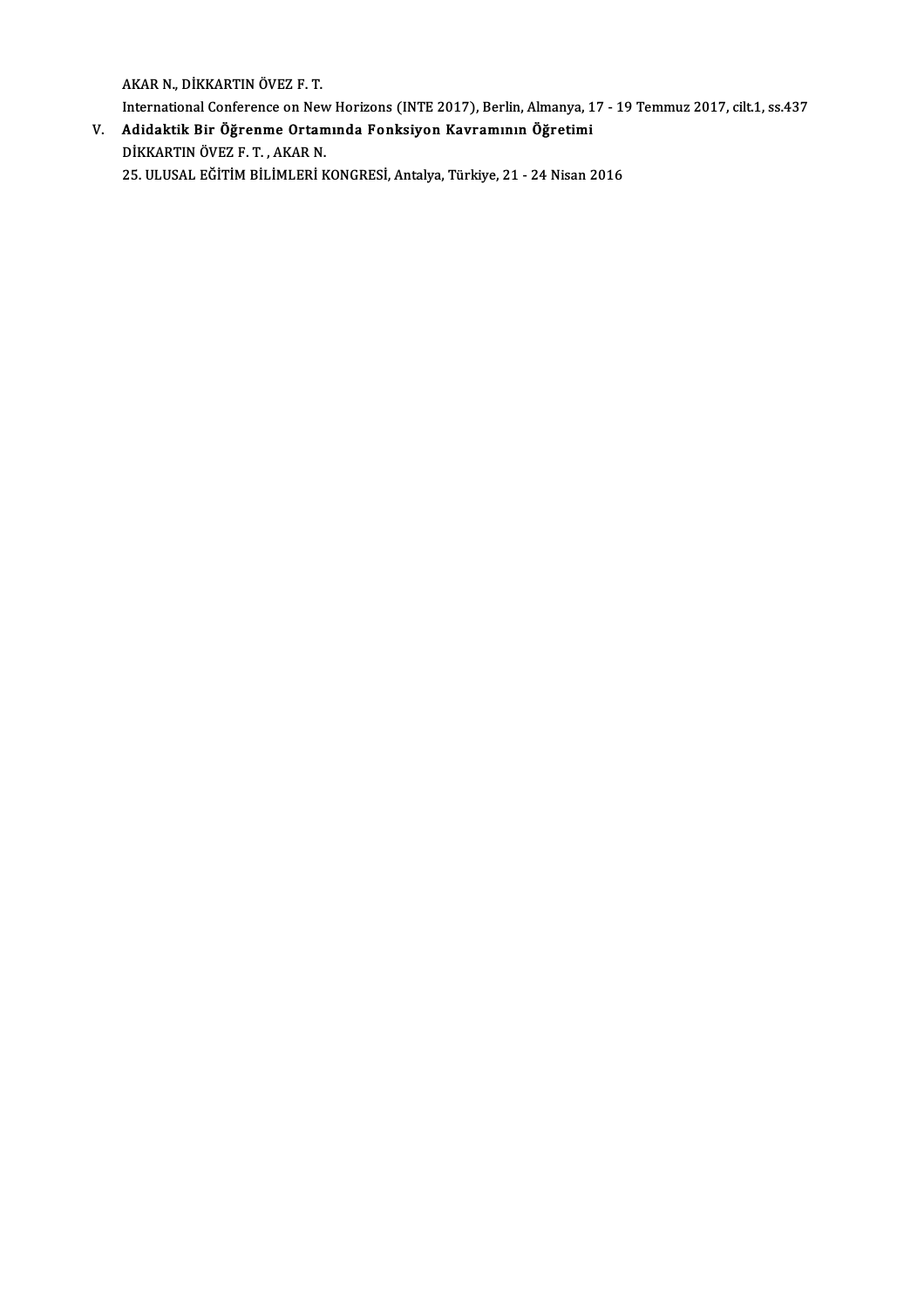AKAR N., DİKKARTIN ÖVEZ F. T.
International Conference on New Horizons (INTE 2017), Berlin, Almanya, 17 - 19 Temmuz 2017, cilt.1, ss.437

V. **Adidaktik Bir Öğrenme Ortamında Fonksiyon Kavramının Öğretimi**
DİKKARTIN ÖVEZ F. T. , AKAR N.
25. ULUSAL EĞİTİM BİLİMLERİ KONGRESİ, Antalya, Türkiye, 21 - 24 Nisan 2016